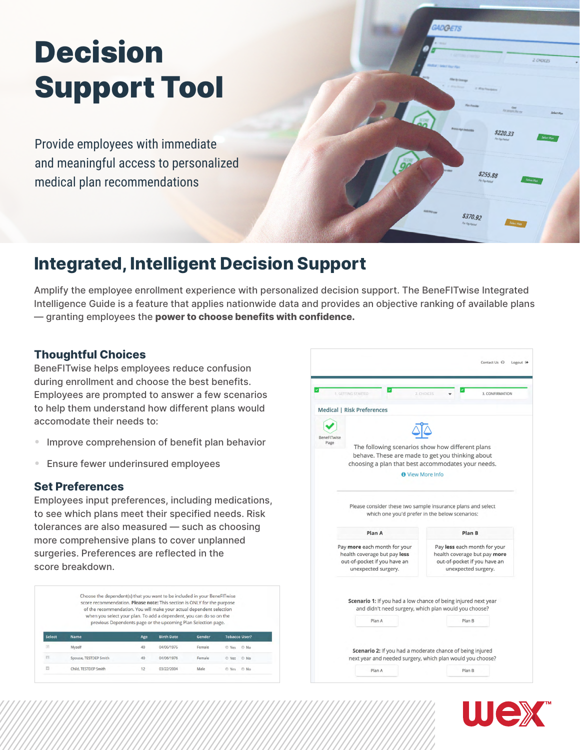# Decision Support Tool

Provide employees with immediate and meaningful access to personalized medical plan recommendations

## Integrated, Intelligent Decision Support

Amplify the employee enrollment experience with personalized decision support. The BeneFITwise Integrated Intelligence Guide is a feature that applies nationwide data and provides an objective ranking of available plans — granting employees the **power to choose benefits with confidence.**

### Thoughtful Choices

BeneFITwise helps employees reduce confusion during enrollment and choose the best benefits. Employees are prompted to answer a few scenarios to help them understand how different plans would accomodate their needs to:

- Improve comprehension of benefit plan behavior
- Ensure fewer underinsured employees

### Set Preferences

Employees input preferences, including medications, to see which plans meet their specified needs. Risk tolerances are also measured — such as choosing more comprehensive plans to cover unplanned surgeries. Preferences are reflected in the score breakdown.

Choose the dependent(s) that you want to be included in your BeneFITwise score recommendation. **Please note:** This section is ONLY for the purpose of the recommendation. You will make your actual dependent selection when you select your plan. To add a dependent, you can do so on the previous Dependents page or the upcoming Plan Selection page.

| Select | Name | Age | Birth Date | Gender | Tobacco User? |
|---|---|---|---|---|---|
| | Myself | 40 | 04/06/1976 | Female | Yes No |
| | Spouse, TESTDEP Smith | 40 | 04/06/1976 | Female | Yes No |
| | Child, TESTDEP Smith | 12 | 03/22/2004 | Male | Yes No |

Contact Us Logout

1. GETTING STARTED 2. CHOICES 3. CONFIRMATION

Medical | Risk Preferences

BeneFITwise Page

The following scenarios show how different plans behave. These are made to get you thinking about choosing a plan that best accommodates your needs.

View More Info

Please consider these two sample insurance plans and select which one you'd prefer in the below scenarios:

| Plan A | Plan B |
|---|---|
| Pay **more** each month for your health coverage but pay **less** out-of-pocket if you have an unexpected surgery. | Pay **less** each month for your health coverage but pay **more** out-of-pocket if you have an unexpected surgery. |

**Scenario 1:** If you had a low chance of being injured next year and didn't need surgery, which plan would you choose?

Plan A Plan B

**Scenario 2:** If you had a moderate chance of being injured next year and needed surgery, which plan would you choose?

Plan A Plan B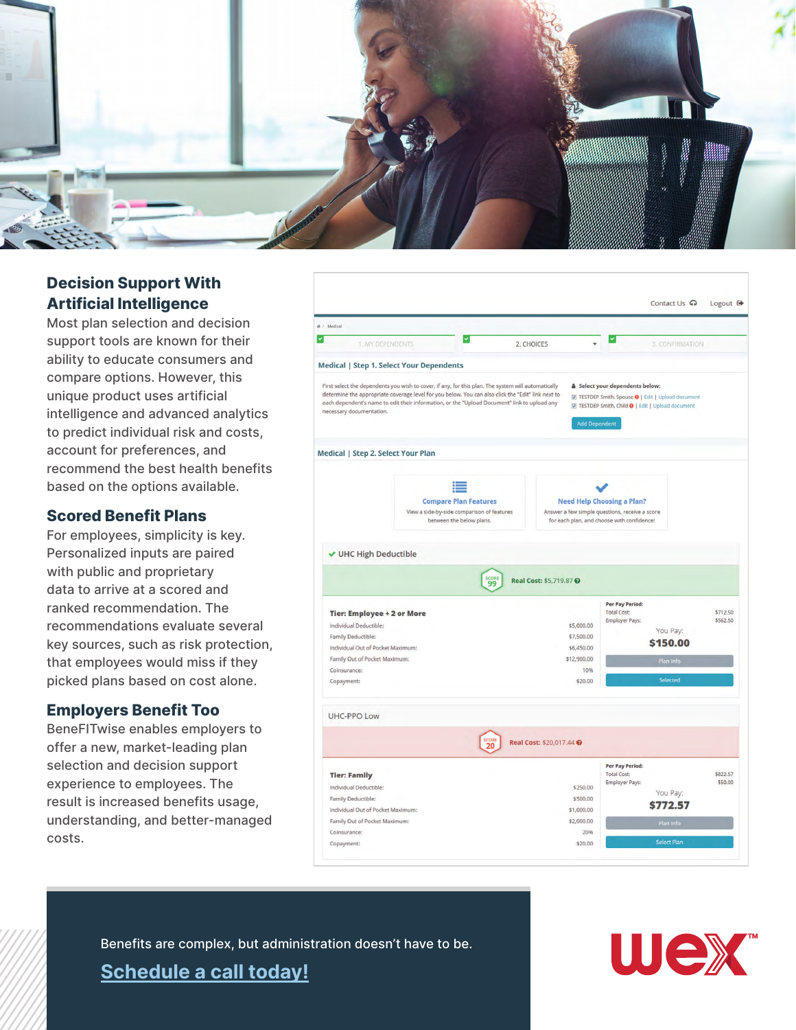## Decision Support With Artificial Intelligence

Most plan selection and decision support tools are known for their ability to educate consumers and compare options. However, this unique product uses artificial intelligence and advanced analytics to predict individual risk and costs, account for preferences, and recommend the best health benefits based on the options available.

## Scored Benefit Plans

For employees, simplicity is key. Personalized inputs are paired with public and proprietary data to arrive at a scored and ranked recommendation. The recommendations evaluate several key sources, such as risk protection, that employees would miss if they picked plans based on cost alone.

## Employers Benefit Too

BeneFITwise enables employers to offer a new, market-leading plan selection and decision support experience to employees. The result is increased benefits usage, understanding, and better-managed costs.

Benefits are complex, but administration doesn't have to be.

**Schedule a call today!**